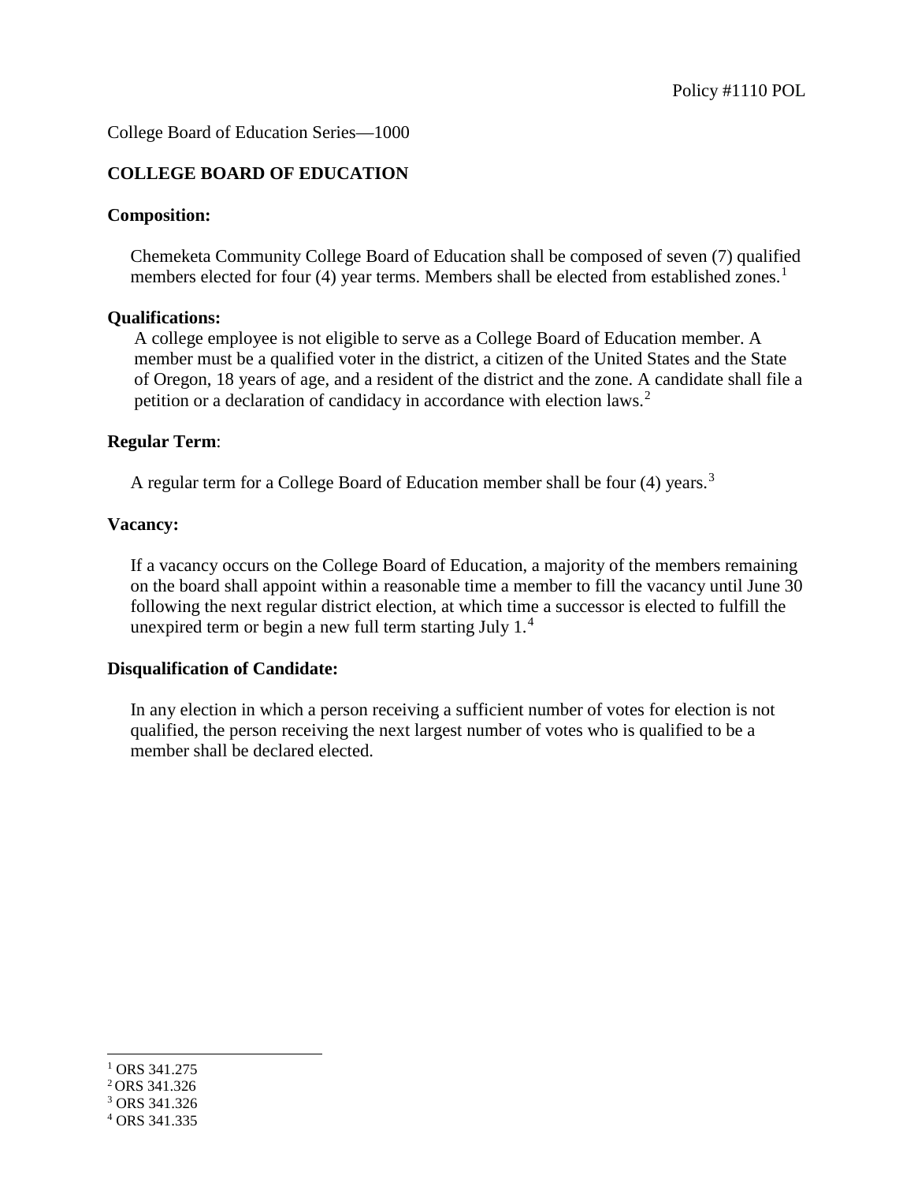Policy #1110 POL

College Board of Education Series—1000

**COLLEGE BOARD OF EDUCATION**

**Composition:**

Chemeketa Community College Board of Education shall be composed of seven (7) qualified members elected for four (4) year terms. Members shall be elected from established zones.[1]

**Qualifications:**

A college employee is not eligible to serve as a College Board of Education member. A member must be a qualified voter in the district, a citizen of the United States and the State of Oregon, 18 years of age, and a resident of the district and the zone. A candidate shall file a petition or a declaration of candidacy in accordance with election laws.[2]

**Regular Term**:

A regular term for a College Board of Education member shall be four (4) years.[3]

**Vacancy:**

If a vacancy occurs on the College Board of Education, a majority of the members remaining on the board shall appoint within a reasonable time a member to fill the vacancy until June 30 following the next regular district election, at which time a successor is elected to fulfill the unexpired term or begin a new full term starting July 1.[4]

**Disqualification of Candidate:**

In any election in which a person receiving a sufficient number of votes for election is not qualified, the person receiving the next largest number of votes who is qualified to be a member shall be declared elected.

---

[1] ORS 341.275
[2] ORS 341.326
[3] ORS 341.326
[4] ORS 341.335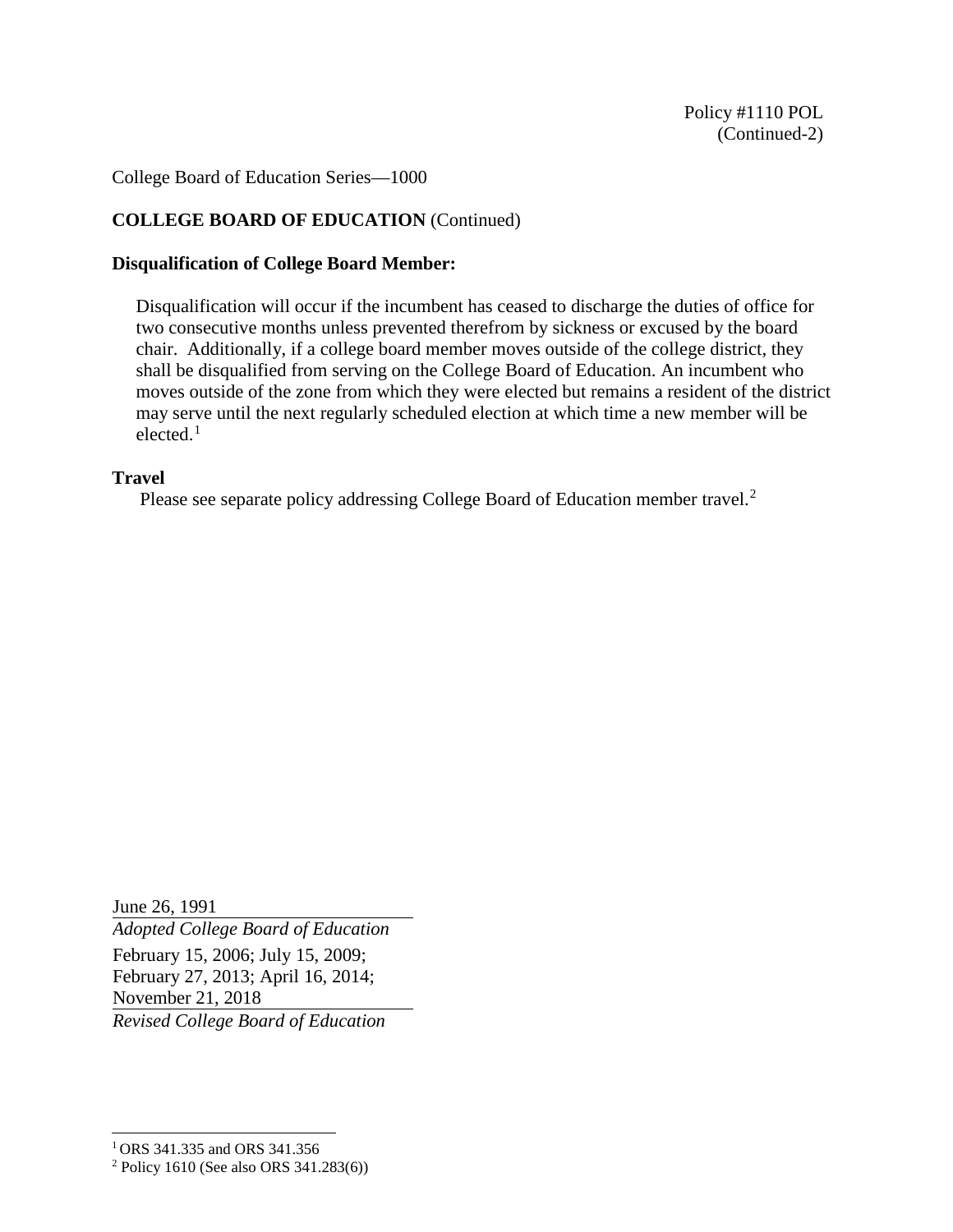Policy #1110 POL
(Continued-2)

College Board of Education Series—1000

**COLLEGE BOARD OF EDUCATION** (Continued)

**Disqualification of College Board Member:**

Disqualification will occur if the incumbent has ceased to discharge the duties of office for two consecutive months unless prevented therefrom by sickness or excused by the board chair. Additionally, if a college board member moves outside of the college district, they shall be disqualified from serving on the College Board of Education. An incumbent who moves outside of the zone from which they were elected but remains a resident of the district may serve until the next regularly scheduled election at which time a new member will be elected.[1]

**Travel**

Please see separate policy addressing College Board of Education member travel.[2]

June 26, 1991
*Adopted College Board of Education*

February 15, 2006; July 15, 2009; February 27, 2013; April 16, 2014; November 21, 2018
*Revised College Board of Education*

---

[1] ORS 341.335 and ORS 341.356

[2] Policy 1610 (See also ORS 341.283(6))